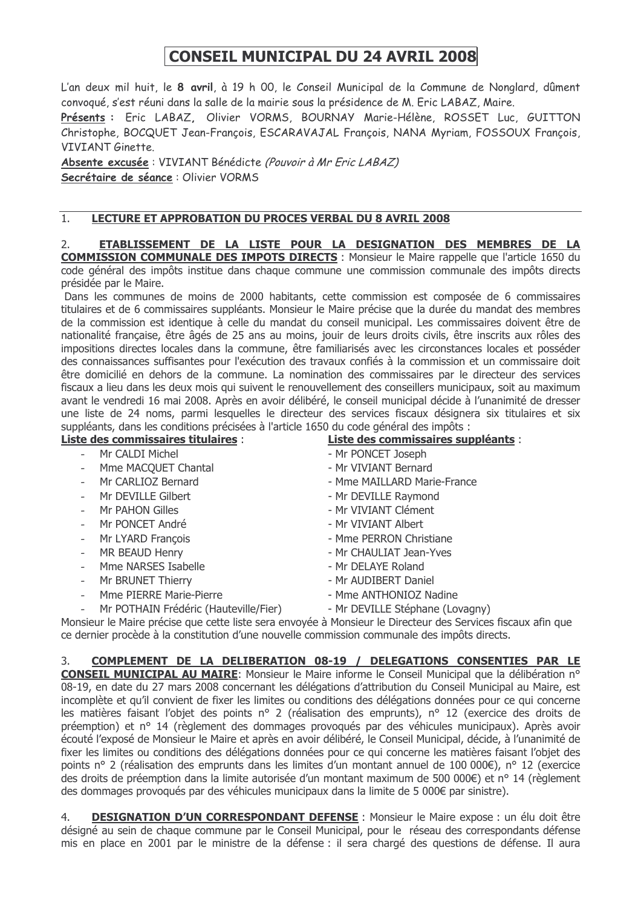# CONSEIL MUNICIPAL DU 24 AVRIL 2008

L'an deux mil huit, le **8 avril**, à 19 h 00, le Conseil Municipal de la Commune de Nonglard, dûment convoqué, s'est réuni dans la salle de la mairie sous la présidence de M. Eric LABAZ, Maire.

**Présents :** Eric LABAZ, Olivier VORMS, BOURNAY Marie-Hélène, ROSSET Luc, GUITTON Christophe, BOCQUET Jean-François, ESCARAVAJAL François, NANA Myriam, FOSSOUX François, VIVIANT Ginette.

**Absente excusée** : VIVIANT Bénédicte *(Pouvoir à Mr Eric LABAZ)*

**Secrétaire de séance** : Olivier VORMS

1. **LECTURE ET APPROBATION DU PROCES VERBAL DU 8 AVRIL 2008**

2. **ETABLISSEMENT DE LA LISTE POUR LA DESIGNATION DES MEMBRES DE LA COMMISSION COMMUNALE DES IMPOTS DIRECTS** : Monsieur le Maire rappelle que l'article 1650 du code général des impôts institue dans chaque commune une commission communale des impôts directs présidée par le Maire.

Dans les communes de moins de 2000 habitants, cette commission est composée de 6 commissaires titulaires et de 6 commissaires suppléants. Monsieur le Maire précise que la durée du mandat des membres de la commission est identique à celle du mandat du conseil municipal. Les commissaires doivent être de nationalité française, être âgés de 25 ans au moins, jouir de leurs droits civils, être inscrits aux rôles des impositions directes locales dans la commune, être familiarisés avec les circonstances locales et posséder des connaissances suffisantes pour l'exécution des travaux confiés à la commission et un commissaire doit être domicilié en dehors de la commune. La nomination des commissaires par le directeur des services fiscaux a lieu dans les deux mois qui suivent le renouvellement des conseillers municipaux, soit au maximum avant le vendredi 16 mai 2008. Après en avoir délibéré, le conseil municipal décide à l'unanimité de dresser une liste de 24 noms, parmi lesquelles le directeur des services fiscaux désignera six titulaires et six suppléants, dans les conditions précisées à l'article 1650 du code général des impôts :

**Liste des commissaires titulaires** :

- Mr CALDI Michel
- Mme MACQUET Chantal
- Mr CARLIOZ Bernard
- Mr DEVILLE Gilbert
- Mr PAHON Gilles
- Mr PONCET André
- Mr LYARD François
- MR BEAUD Henry
- Mme NARSES Isabelle
- Mr BRUNET Thierry
- Mme PIERRE Marie-Pierre
- Mr POTHAIN Frédéric (Hauteville/Fier)

**Liste des commissaires suppléants** :

- Mr PONCET Joseph
- Mr VIVIANT Bernard
- Mme MAILLARD Marie-France
- Mr DEVILLE Raymond
- Mr VIVIANT Clément
- Mr VIVIANT Albert
- Mme PERRON Christiane
- Mr CHAULIAT Jean-Yves
- Mr DELAYE Roland
- Mr AUDIBERT Daniel
- Mme ANTHONIOZ Nadine
- Mr DEVILLE Stéphane (Lovagny)

Monsieur le Maire précise que cette liste sera envoyée à Monsieur le Directeur des Services fiscaux afin que ce dernier procède à la constitution d'une nouvelle commission communale des impôts directs.

3. **COMPLEMENT DE LA DELIBERATION 08-19 / DELEGATIONS CONSENTIES PAR LE CONSEIL MUNICIPAL AU MAIRE**: Monsieur le Maire informe le Conseil Municipal que la délibération n° 08-19, en date du 27 mars 2008 concernant les délégations d'attribution du Conseil Municipal au Maire, est incomplète et qu'il convient de fixer les limites ou conditions des délégations données pour ce qui concerne les matières faisant l'objet des points n° 2 (réalisation des emprunts), n° 12 (exercice des droits de préemption) et n° 14 (règlement des dommages provoqués par des véhicules municipaux). Après avoir écouté l'exposé de Monsieur le Maire et après en avoir délibéré, le Conseil Municipal, décide, à l'unanimité de fixer les limites ou conditions des délégations données pour ce qui concerne les matières faisant l'objet des points n° 2 (réalisation des emprunts dans les limites d'un montant annuel de 100 000€), n° 12 (exercice des droits de préemption dans la limite autorisée d'un montant maximum de 500 000€) et n° 14 (règlement des dommages provoqués par des véhicules municipaux dans la limite de 5 000€ par sinistre).

4. **DESIGNATION D'UN CORRESPONDANT DEFENSE** : Monsieur le Maire expose : un élu doit être désigné au sein de chaque commune par le Conseil Municipal, pour le réseau des correspondants défense mis en place en 2001 par le ministre de la défense : il sera chargé des questions de défense. Il aura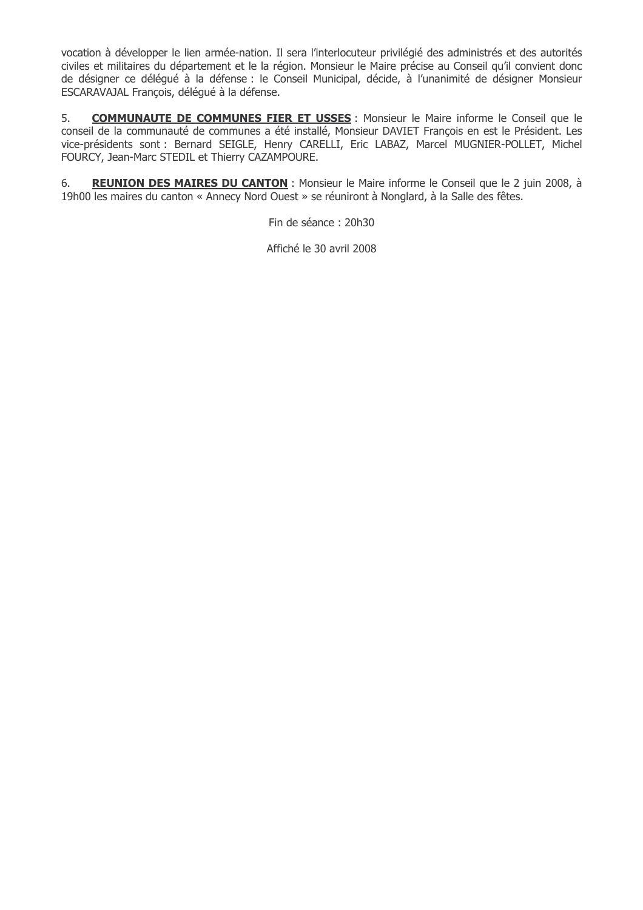vocation à développer le lien armée-nation. Il sera l'interlocuteur privilégié des administrés et des autorités civiles et militaires du département et le la région. Monsieur le Maire précise au Conseil qu'il convient donc de désigner ce délégué à la défense : le Conseil Municipal, décide, à l'unanimité de désigner Monsieur ESCARAVAJAL François, délégué à la défense.

5. **COMMUNAUTE DE COMMUNES FIER ET USSES** : Monsieur le Maire informe le Conseil que le conseil de la communauté de communes a été installé, Monsieur DAVIET François en est le Président. Les vice-présidents sont : Bernard SEIGLE, Henry CARELLI, Eric LABAZ, Marcel MUGNIER-POLLET, Michel FOURCY, Jean-Marc STEDIL et Thierry CAZAMPOURE.

6. **REUNION DES MAIRES DU CANTON** : Monsieur le Maire informe le Conseil que le 2 juin 2008, à 19h00 les maires du canton « Annecy Nord Ouest » se réuniront à Nonglard, à la Salle des fêtes.

Fin de séance : 20h30

Affiché le 30 avril 2008